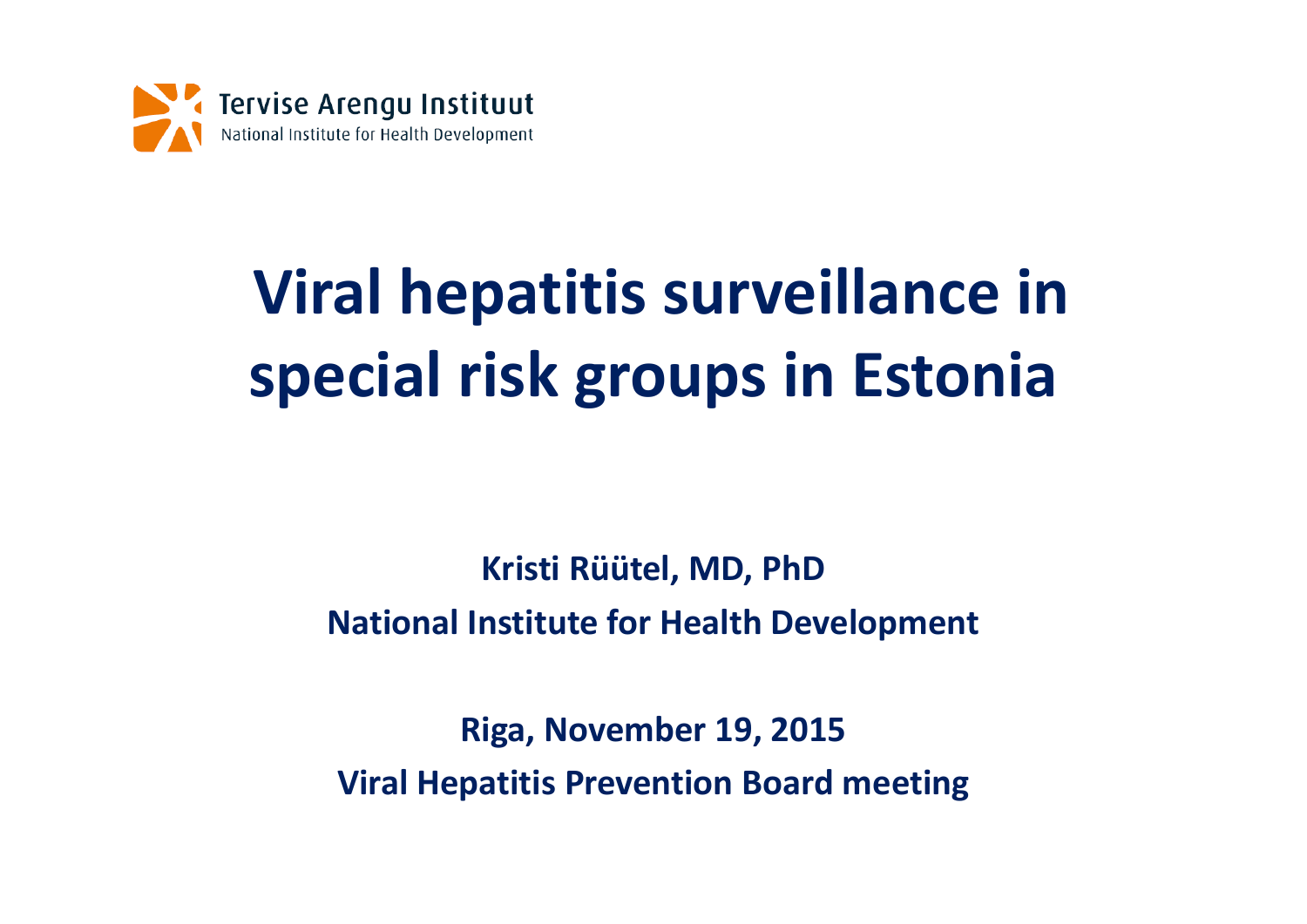Tervise Arengu Instituut

National Institute for Health Development

# Viral hepatitis surveillance in special risk groups in Estonia

**Kristi Rüütel, MD, PhD**

**National Institute for Health Development**

**Riga, November 19, 2015**

**Viral Hepatitis Prevention Board meeting**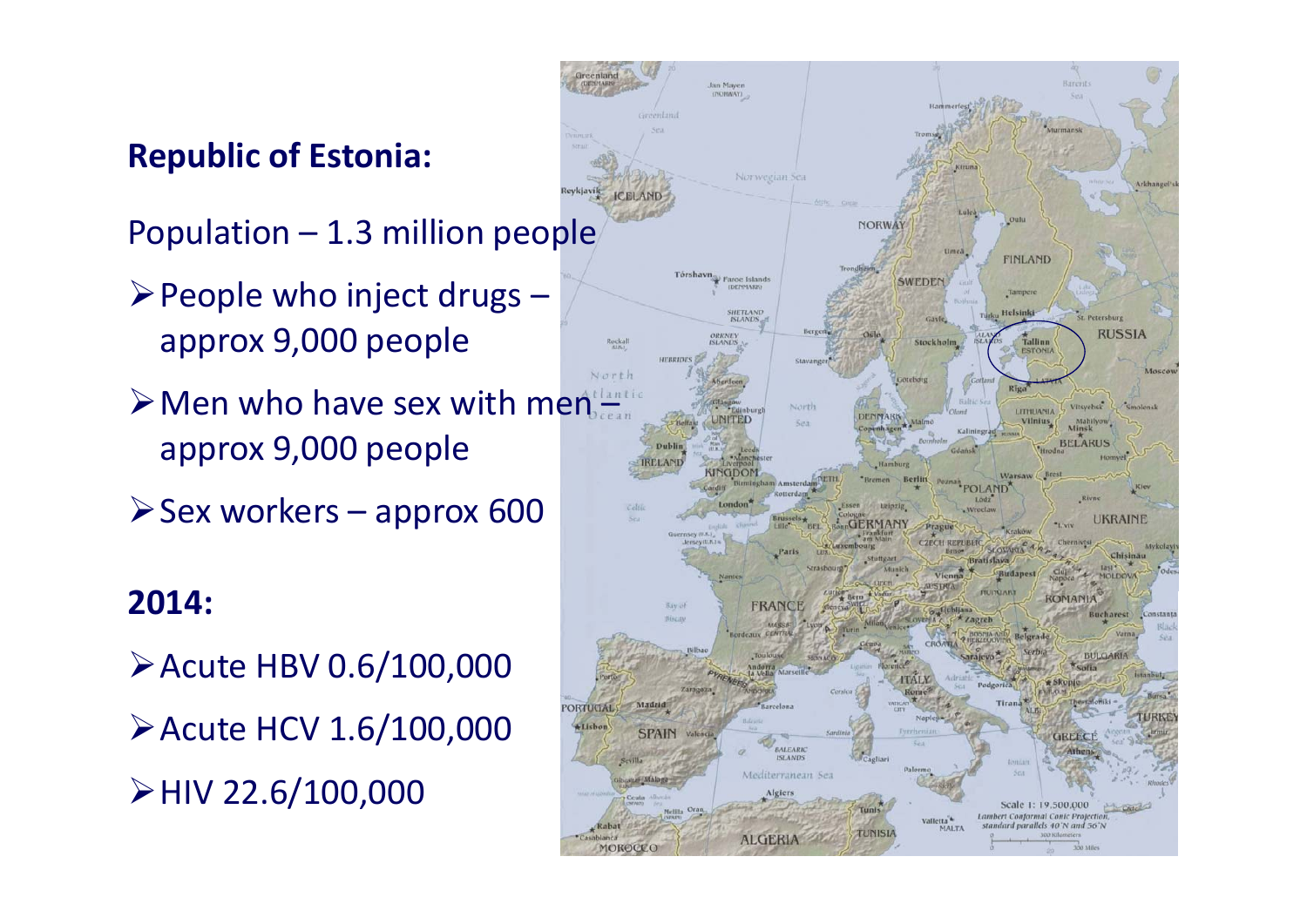**Republic of Estonia:**

Population – 1.3 million people

- People who inject drugs – approx 9,000 people
- Men who have sex with men – approx 9,000 people
- Sex workers – approx 600

**2014:**

- Acute HBV 0.6/100,000
- Acute HCV 1.6/100,000
- HIV 22.6/100,000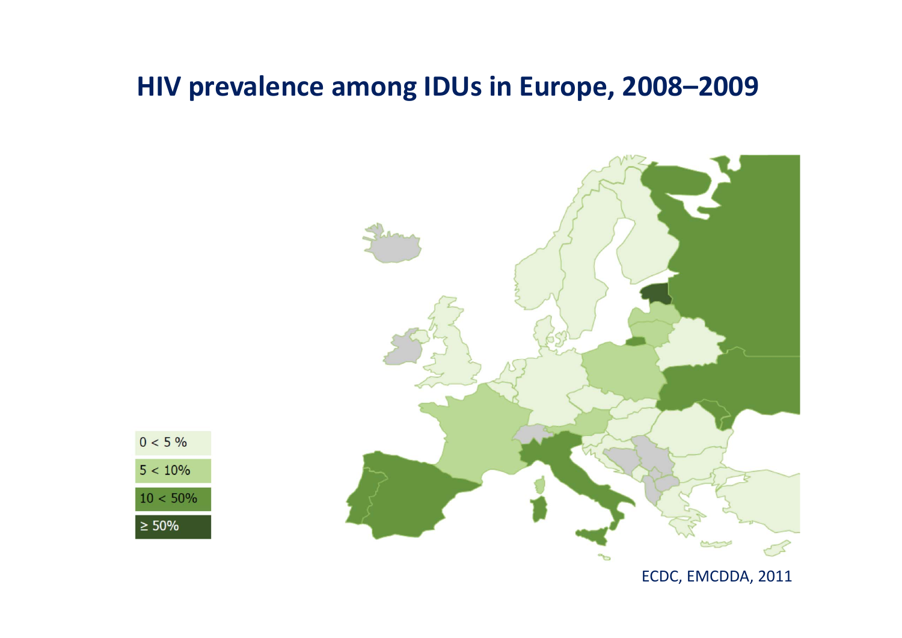# HIV prevalence among IDUs in Europe, 2008–2009

| |
|---|
| 0 < 5 % |
| 5 < 10% |
| 10 < 50% |
| ≥ 50% |

ECDC, EMCDDA, 2011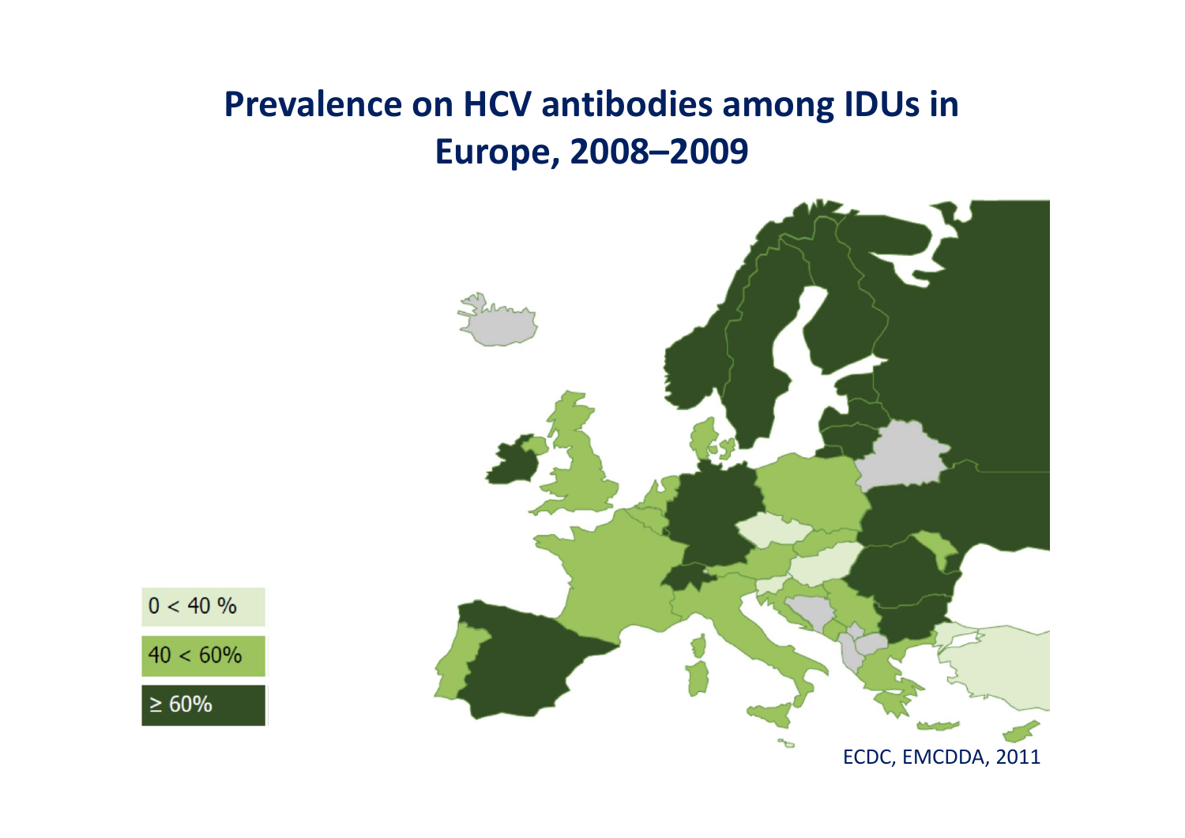# Prevalence on HCV antibodies among IDUs in Europe, 2008–2009

0 < 40 %

40 < 60%

≥ 60%

ECDC, EMCDDA, 2011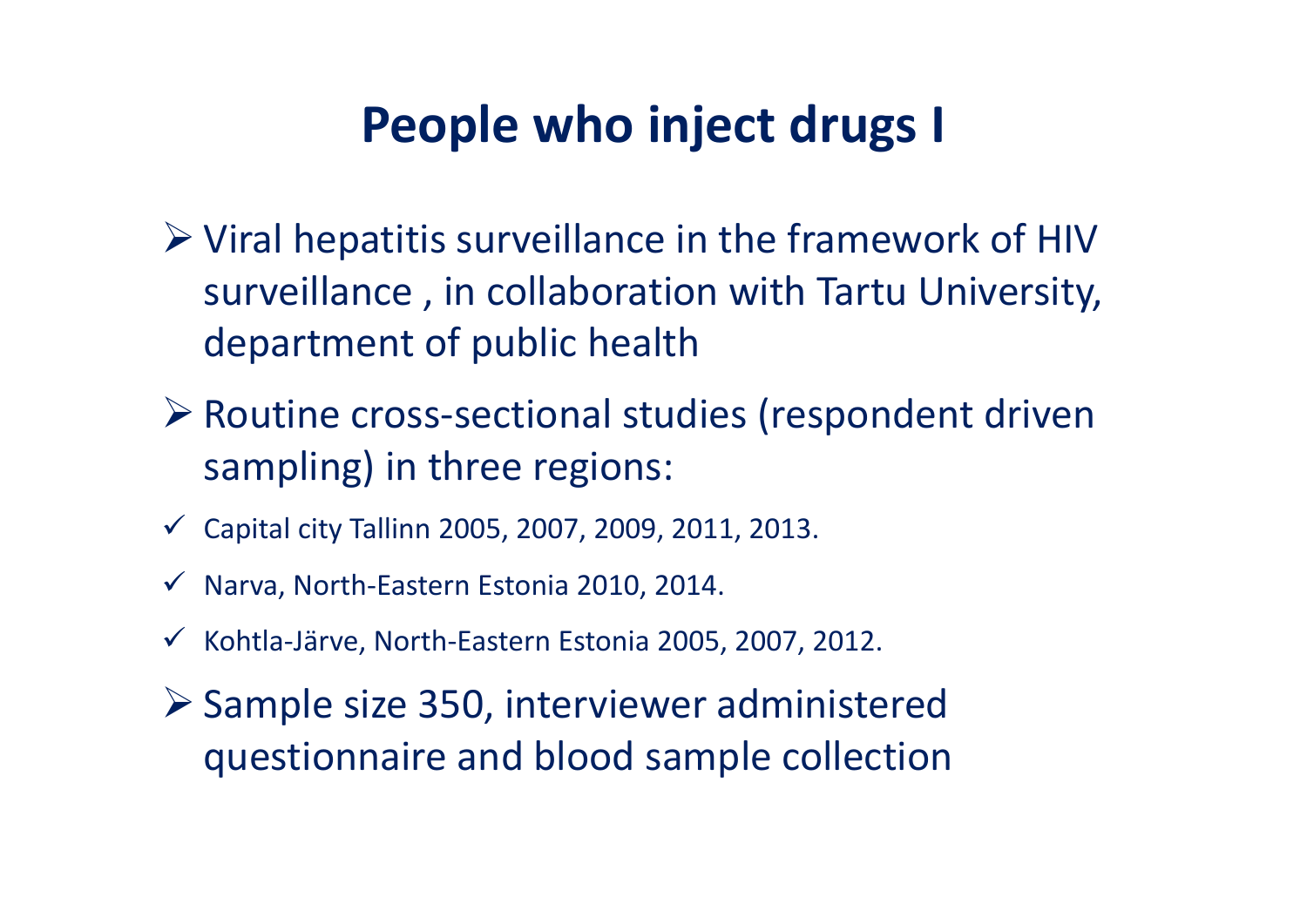# People who inject drugs I

- Viral hepatitis surveillance in the framework of HIV surveillance , in collaboration with Tartu University, department of public health
- Routine cross-sectional studies (respondent driven sampling) in three regions:
  - ✓ Capital city Tallinn 2005, 2007, 2009, 2011, 2013.
  - ✓ Narva, North-Eastern Estonia 2010, 2014.
  - ✓ Kohtla-Järve, North-Eastern Estonia 2005, 2007, 2012.
- Sample size 350, interviewer administered questionnaire and blood sample collection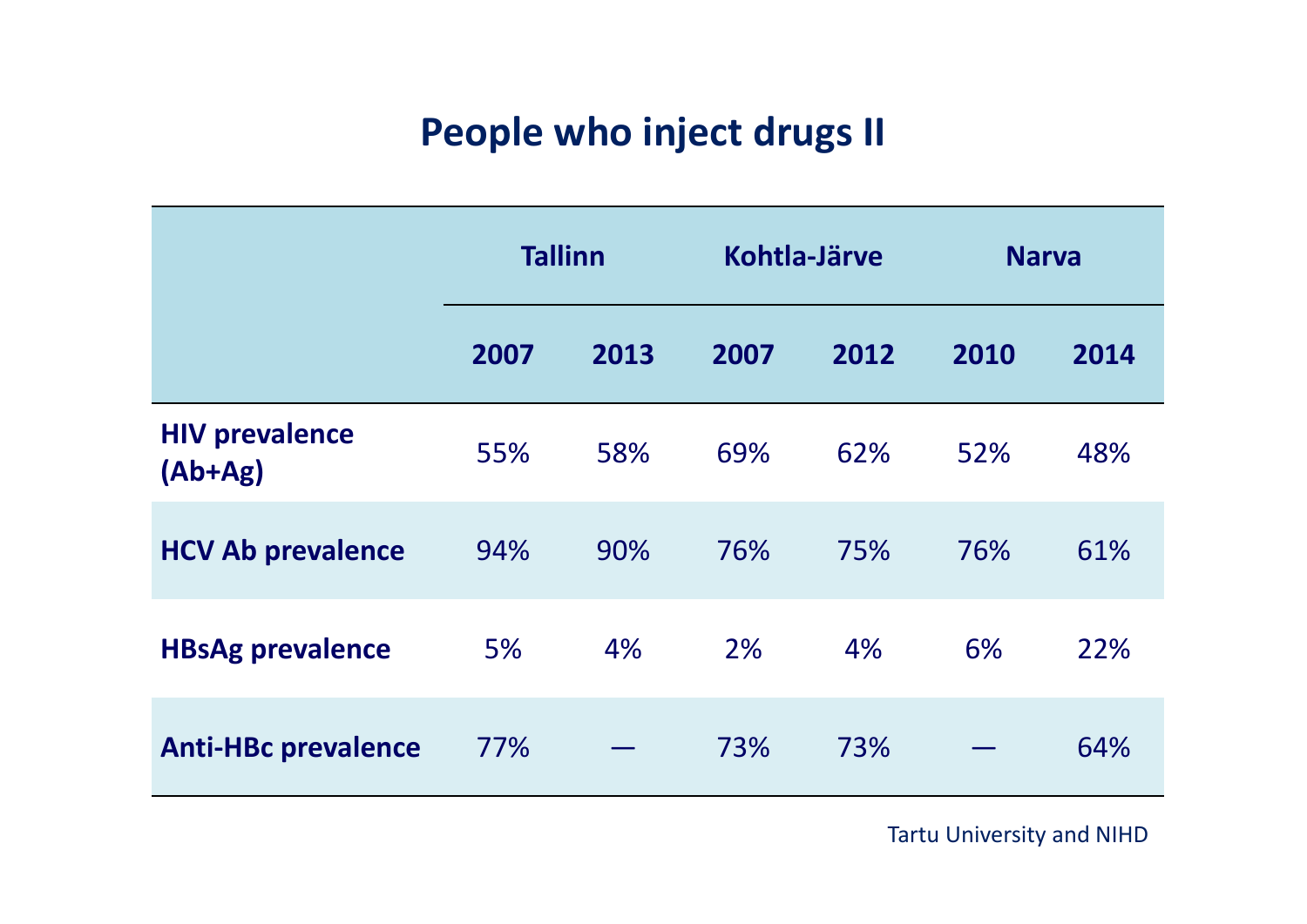# People who inject drugs II

| | Tallinn | | Kohtla-Järve | | Narva | |
|---|---|---|---|---|---|---|
| | 2007 | 2013 | 2007 | 2012 | 2010 | 2014 |
| **HIV prevalence (Ab+Ag)** | 55% | 58% | 69% | 62% | 52% | 48% |
| **HCV Ab prevalence** | 94% | 90% | 76% | 75% | 76% | 61% |
| **HBsAg prevalence** | 5% | 4% | 2% | 4% | 6% | 22% |
| **Anti-HBc prevalence** | 77% | — | 73% | 73% | — | 64% |

Tartu University and NIHD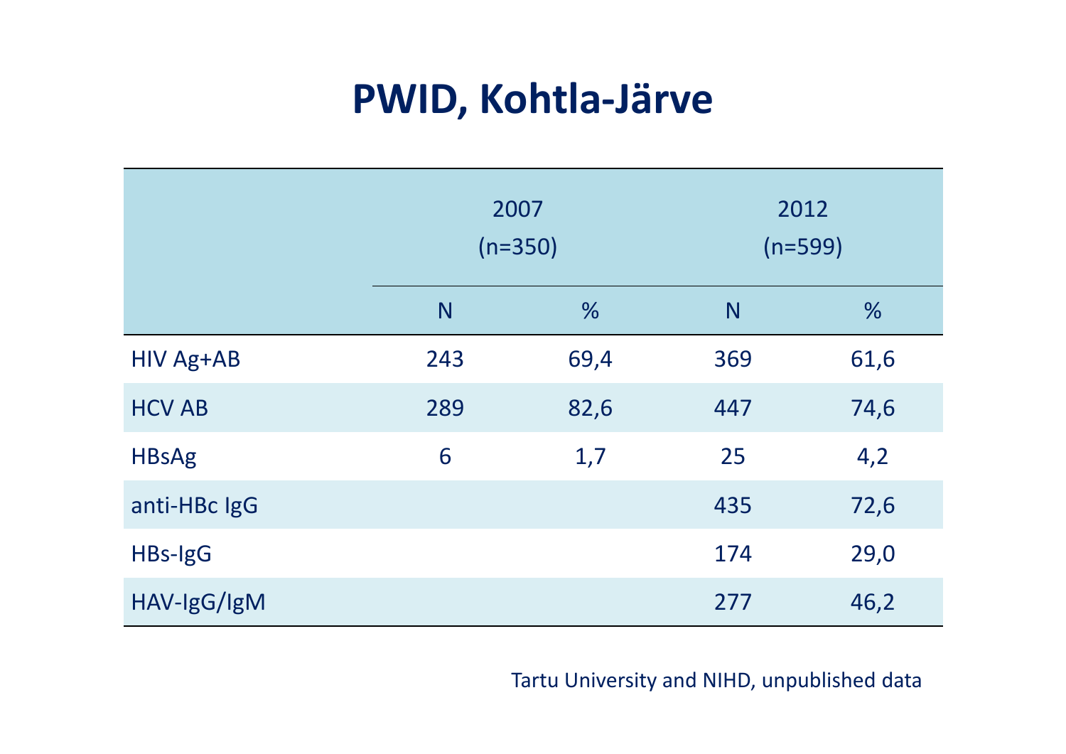# PWID, Kohtla-Järve

| | 2007 (n=350) | | 2012 (n=599) | |
|---|---|---|---|---|
| | N | % | N | % |
| HIV Ag+AB | 243 | 69,4 | 369 | 61,6 |
| HCV AB | 289 | 82,6 | 447 | 74,6 |
| HBsAg | 6 | 1,7 | 25 | 4,2 |
| anti-HBc IgG | | | 435 | 72,6 |
| HBs-IgG | | | 174 | 29,0 |
| HAV-IgG/IgM | | | 277 | 46,2 |

Tartu University and NIHD, unpublished data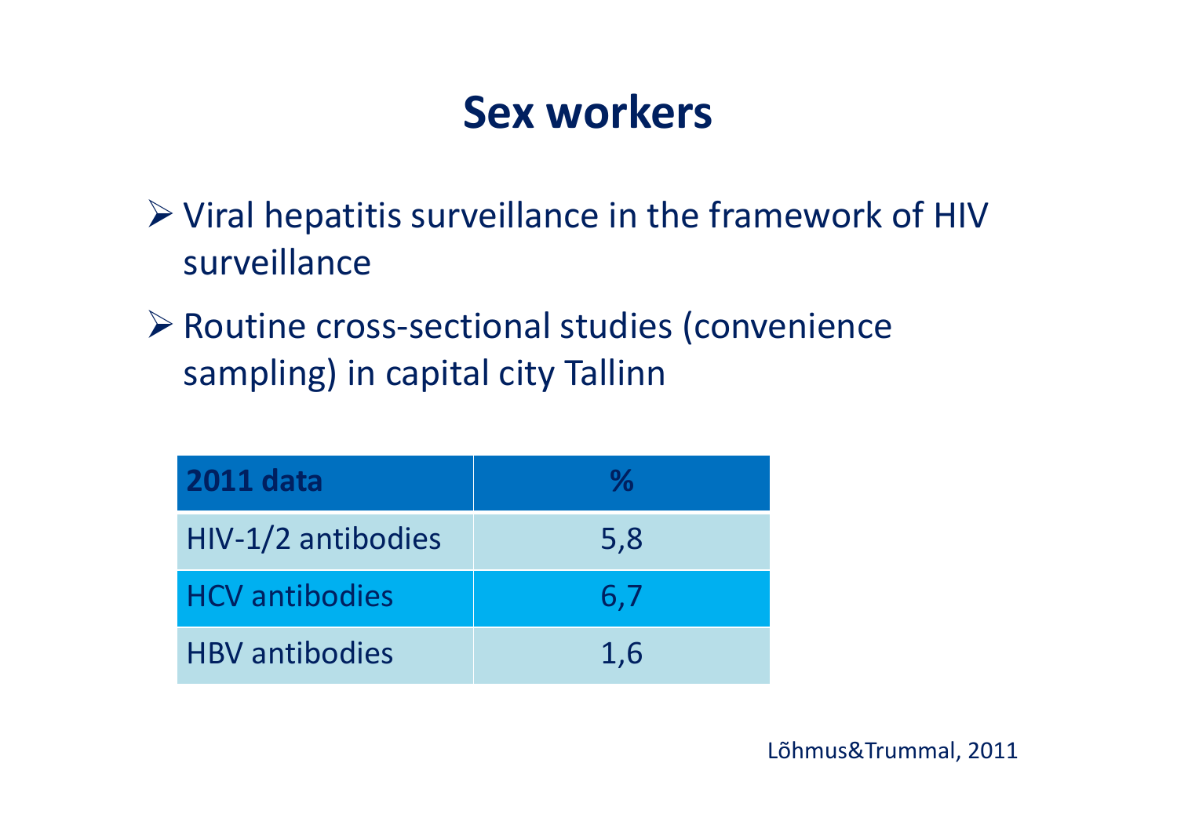# Sex workers

- Viral hepatitis surveillance in the framework of HIV surveillance
- Routine cross-sectional studies (convenience sampling) in capital city Tallinn

| 2011 data | % |
|---|---|
| HIV-1/2 antibodies | 5,8 |
| HCV antibodies | 6,7 |
| HBV antibodies | 1,6 |

Lõhmus&Trummal, 2011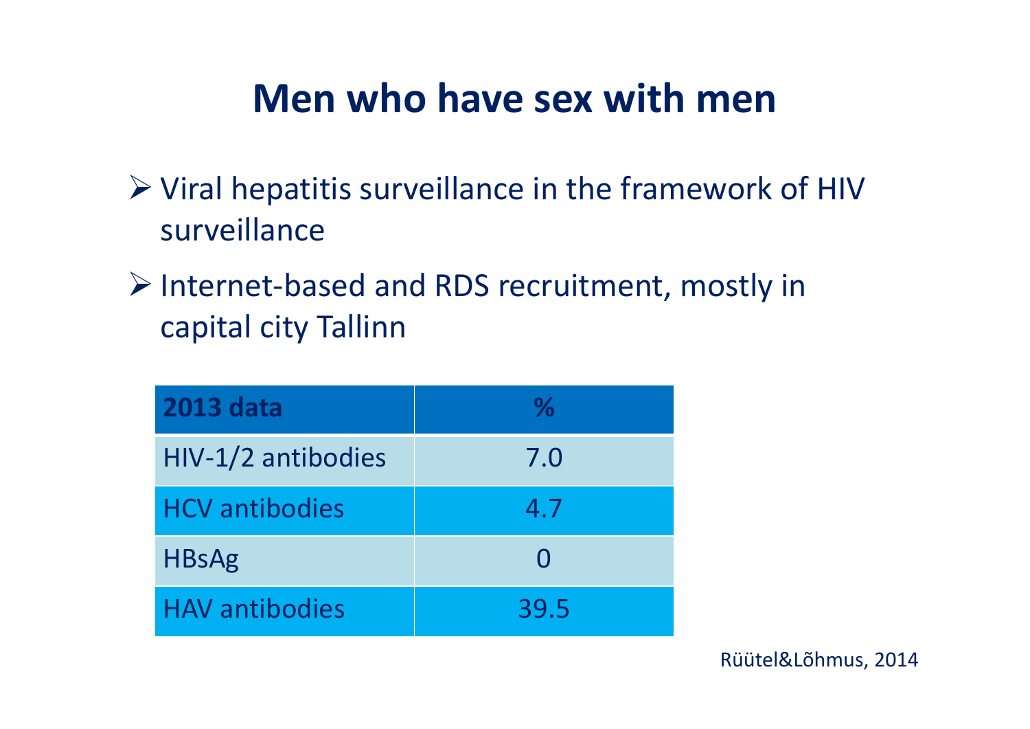# Men who have sex with men

- Viral hepatitis surveillance in the framework of HIV surveillance
- Internet-based and RDS recruitment, mostly in capital city Tallinn

| 2013 data | % |
|---|---|
| HIV-1/2 antibodies | 7.0 |
| HCV antibodies | 4.7 |
| HBsAg | 0 |
| HAV antibodies | 39.5 |

Rüütel&Lõhmus, 2014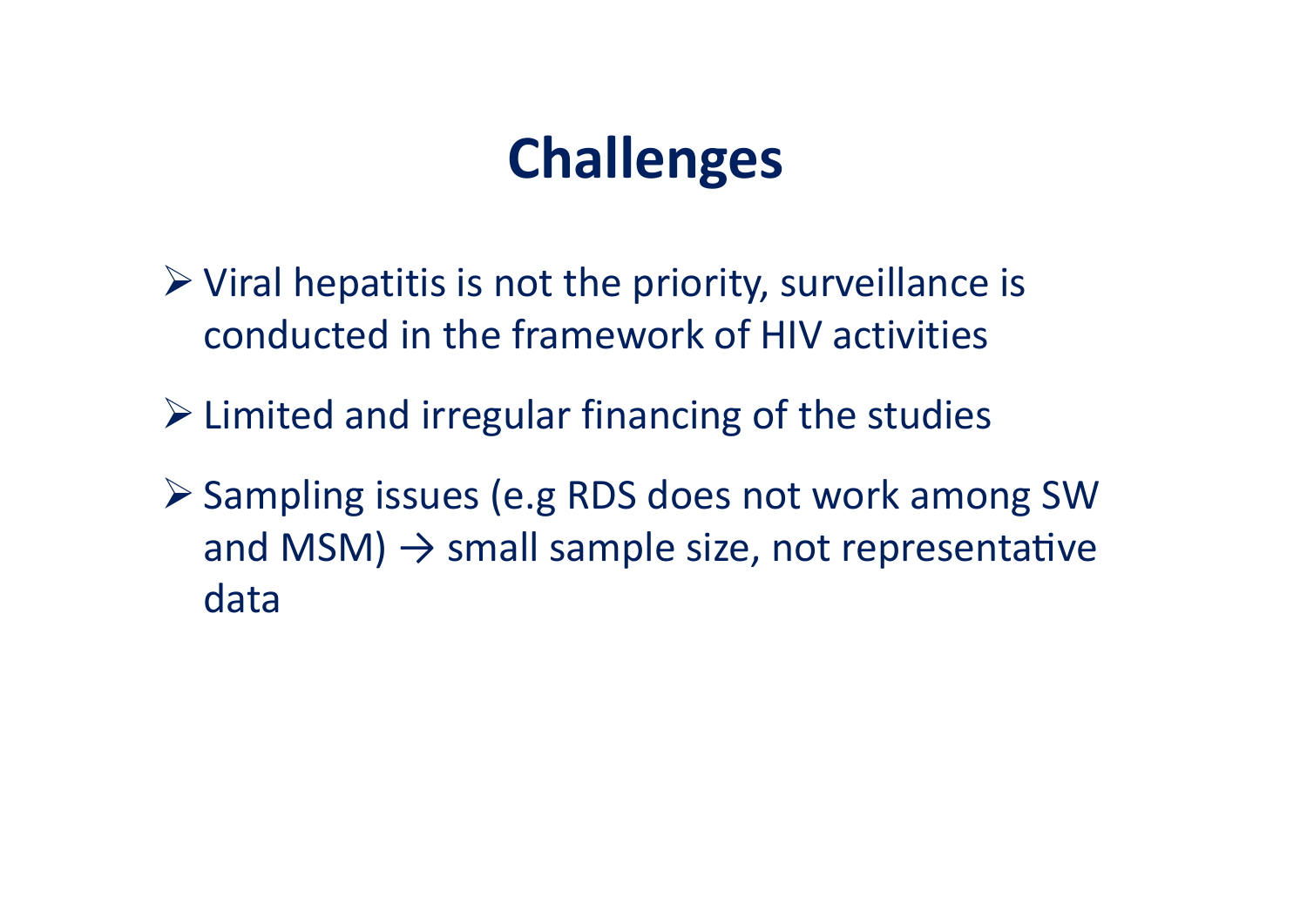# Challenges

- Viral hepatitis is not the priority, surveillance is conducted in the framework of HIV activities
- Limited and irregular financing of the studies
- Sampling issues (e.g RDS does not work among SW and MSM) → small sample size, not representative data